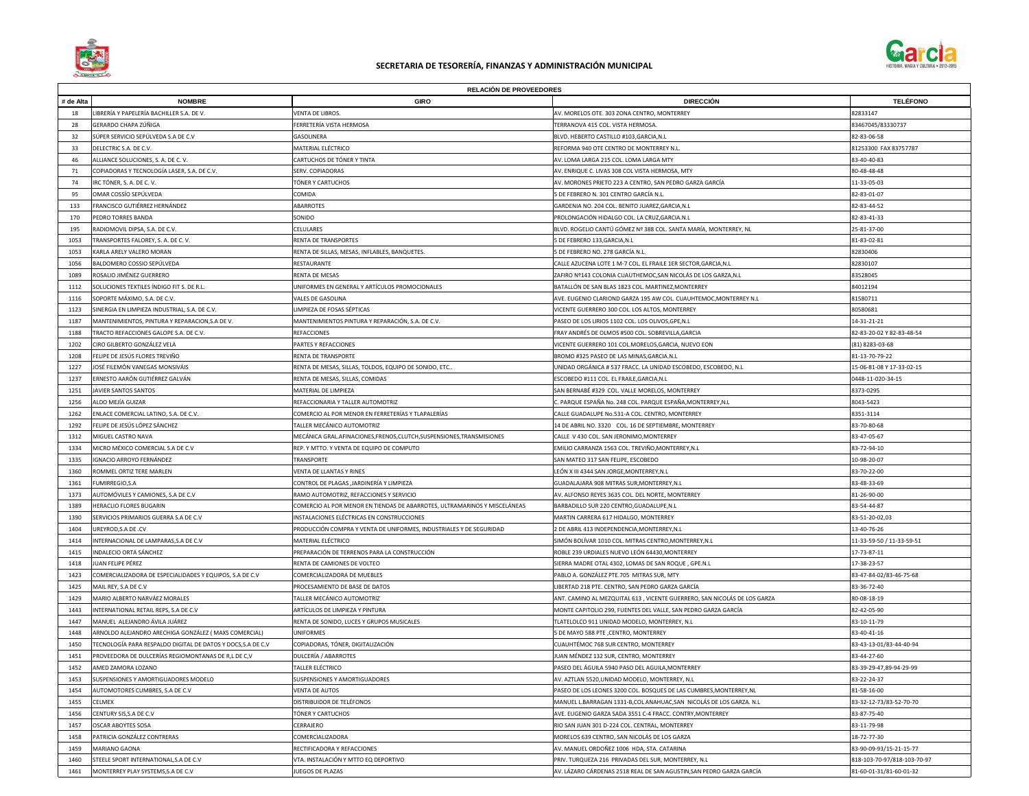## SECRETARIA DE TESORERÍA, FINANZAS Y ADMINISTRACIÓN MUNICIPAL

| RELACIÓN DE PROVEEDORES | | | | |
|---|---|---|---|---|
| # de Alta | NOMBRE | GIRO | DIRECCIÓN | TELÉFONO |
| 18 | LIBRERÍA Y PAPELERÍA BACHILLER S.A. DE V. | VENTA DE LIBROS. | AV. MORELOS OTE. 303 ZONA CENTRO, MONTERREY | 82833147 |
| 28 | GERARDO CHAPA ZÚÑIGA | FERRETERÍA VISTA HERMOSA | TERRANOVA 415 COL. VISTA HERMOSA. | 83467045/83330737 |
| 32 | SÚPER SERVICIO SEPÚLVEDA S.A DE C.V | GASOLINERA | BLVD. HEBERTO CASTILLO #103,GARCIA,N.L | 82-83-06-58 |
| 33 | DELECTRIC S.A. DE C.V. | MATERIAL ELÉCTRICO | REFORMA 940 OTE CENTRO DE MONTERREY N.L. | 81253300 FAX 83757787 |
| 46 | ALLIANCE SOLUCIONES, S. A. DE C. V. | CARTUCHOS DE TÓNER Y TINTA | AV. LOMA LARGA 215 COL. LOMA LARGA MTY | 83-40-40-83 |
| 71 | COPIADORAS Y TECNOLOGÍA LASER, S.A. DE C.V. | SERV. COPIADORAS | AV. ENRIQUE C. LIVAS 308 COL VISTA HERMOSA, MTY | 80-48-48-48 |
| 74 | IRC TÓNER, S. A. DE C. V. | TÓNER Y CARTUCHOS | AV. MORONES PRIETO 223 A CENTRO, SAN PEDRO GARZA GARCÍA | 11-33-05-03 |
| 95 | OMAR COSSÍO SEPÚLVEDA | COMIDA | 5 DE FEBRERO NO. 301 CENTRO GARCÍA N.L. | 82-83-01-07 |
| 133 | FRANCISCO GUTIÉRREZ HERNÁNDEZ | ABARROTES | GARDENIA NO. 204 COL. BENITO JUAREZ,GARCIA,N.L | 82-83-44-52 |
| 170 | PEDRO TORRES BANDA | SONIDO | PROLONGACIÓN HIDALGO COL. LA CRUZ,GARCIA.N.L | 82-83-41-33 |
| 195 | RADIOMOVIL DIPSA, S.A. DE C.V. | CELULARES | BLVD. ROGELIO CANTÚ GÓMEZ Nº 388 COL. SANTA MARÍA, MONTERREY, NL | 25-81-37-00 |
| 1053 | TRANSPORTES FALOREY, S. A. DE C. V. | RENTA DE TRANSPORTES | 5 DE FEBRERO 133,GARCIA,N.L | 81-83-02-81 |
| 1053 | KARLA ARELY VALERO MORAN | RENTA DE SILLAS, MESAS, INFLABLES, BANQUETES. | 5 DE FEBRERO NO. 278 GARCÍA N.L. | 82830406 |
| 1056 | BALDOMERO COSSIO SEPÚLVEDA | RESTAURANTE | CALLE AZUCENA LOTE 1 M-7 COL. EL FRAILE 1ER SECTOR,GARCIA,N.L | 82830107 |
| 1089 | ROSALIO JIMÉNEZ GUERRERO | RENTA DE MESAS | ZAFIRO Nº143 COLONIA CUAUTHEMOC,SAN NICOLÁS DE LOS GARZA,N.L | 83528045 |
| 1112 | SOLUCIONES TEXTILES ÍNDIGO FIT S. DE R.L. | UNIFORMES EN GENERAL Y ARTÍCULOS PROMOCIONALES | BATALLÓN DE SAN BLAS 1823 COL. MARTINEZ,MONTERREY | 84012194 |
| 1116 | SOPORTE MÁXIMO, S.A. DE C.V. | VALES DE GASOLINA | AVE. EUGENIO CLARIOND GARZA 195 AW COL. CUAUHTEMOC,MONTERREY N.L | 81580711 |
| 1123 | SINERGIA EN LIMPIEZA INDUSTRIAL, S.A. DE C.V. | LIMPIEZA DE FOSAS SÉPTICAS | VICENTE GUERRERO 300 COL. LOS ALTOS, MONTERREY | 80580681 |
| 1187 | MANTENIMIENTOS, PINTURA Y REPARACION,S.A DE V. | MANTENIMIENTOS PINTURA Y REPARACIÓN, S.A. DE C.V. | PASEO DE LOS LIRIOS 1102 COL. LOS OLIVOS,GPE,N.L | 14-31-21-21 |
| 1188 | TRACTO REFACCIONES GALOPE S.A. DE C.V. | REFACCIONES | FRAY ANDRÉS DE OLMOS #500 COL. SOBREVILLA,GARCIA | 82-83-20-02 Y 82-83-48-54 |
| 1202 | CIRO GILBERTO GONZÁLEZ VELA | PARTES Y REFACCIONES | VICENTE GUERRERO 101 COL.MORELOS,GARCIA, NUEVO EON | (81) 8283-03-68 |
| 1208 | FELIPE DE JESÚS FLORES TREVIÑO | RENTA DE TRANSPORTE | BROMO #325 PASEO DE LAS MINAS,GARCIA.N.L | 81-13-70-79-22 |
| 1227 | JOSÉ FILEMÓN VANEGAS MONSIVÁIS | RENTA DE MESAS, SILLAS, TOLDOS, EQUIPO DE SONIDO, ETC.. | UNIDAD ORGÁNICA # 537 FRACC. LA UNIDAD ESCOBEDO, ESCOBEDO, N.L | 15-06-81-08 Y 17-33-02-15 |
| 1237 | ERNESTO AARÓN GUTIÉRREZ GALVÁN | RENTA DE MESAS, SILLAS, COMIDAS | ESCOBEDO #111 COL. EL FRAILE,GARCIA,N.L | 0448-11-020-34-15 |
| 1251 | JAVIER SANTOS SANTOS | MATERIAL DE LIMPIEZA | SAN BERNABÉ #329 COL. VALLE MORELOS, MONTERREY | 8373-0295 |
| 1256 | ALDO MEJÍA GUIZAR | REFACCIONARIA Y TALLER AUTOMOTRIZ | C. PARQUE ESPAÑA No. 248 COL. PARQUE ESPAÑA,MONTERREY,N.L | 8043-5423 |
| 1262 | ENLACE COMERCIAL LATINO, S.A. DE C.V. | COMERCIO AL POR MENOR EN FERRETERÍAS Y TLAPALERÍAS | CALLE GUADALUPE No.531-A COL. CENTRO, MONTERREY | 8351-3114 |
| 1292 | FELIPE DE JESÚS LÓPEZ SÁNCHEZ | TALLER MECÁNICO AUTOMOTRIZ | 14 DE ABRIL NO. 3320 COL. 16 DE SEPTIEMBRE, MONTERREY | 83-70-80-68 |
| 1312 | MIGUEL CASTRO NAVA | MECÁNICA GRAL.AFINACIONES,FRENOS,CLUTCH,SUSPENSIONES,TRANSMISIONES | CALLE V 430 COL. SAN JERONIMO,MONTERREY | 83-47-05-67 |
| 1334 | MICRO MÉXICO COMERCIAL S.A DE C.V | REP. Y MTTO. Y VENTA DE EQUIPO DE COMPUTO | EMILIO CARRANZA 1563 COL. TREVIÑO,MONTERREY,N.L | 83-72-94-10 |
| 1335 | IGNACIO ARROYO FERNÁNDEZ | TRANSPORTE | SAN MATEO 317 SAN FELIPE, ESCOBEDO | 10-98-20-07 |
| 1360 | ROMMEL ORTIZ TERE MARLEN | VENTA DE LLANTAS Y RINES | LEÓN X III 4344 SAN JORGE,MONTERREY,N.L | 83-70-22-00 |
| 1361 | FUMIRREGIO,S.A | CONTROL DE PLAGAS ,JARDINERÍA Y LIMPIEZA | GUADALAJARA 908 MITRAS SUR,MONTERREY,N.L | 83-48-33-69 |
| 1373 | AUTOMÓVILES Y CAMIONES, S.A DE C.V | RAMO AUTOMOTRIZ, REFACCIONES Y SERVICIO | AV. ALFONSO REYES 3635 COL. DEL NORTE, MONTERREY | 81-26-90-00 |
| 1389 | HERACLIO FLORES BUGARIN | COMERCIO AL POR MENOR EN TIENDAS DE ABARROTES, ULTRAMARINOS Y MISCELÁNEAS | BARBADILLO SUR 220 CENTRO,GUADALUPE,N.L | 83-54-44-87 |
| 1390 | SERVICIOS PRIMARIOS GUERRA S.A DE C.V | INSTALACIONES ELÉCTRICAS EN CONSTRUCCIONES | MARTIN CARRERA 617 HIDALGO, MONTERREY | 83-51-20-02,03 |
| 1404 | UREYROD,S.A DE .CV | PRODUCCIÓN COMPRA Y VENTA DE UNIFORMES, INDUSTRIALES Y DE SEGURIDAD | 2 DE ABRIL 413 INDEPENDENCIA,MONTERREY,N.L | 13-40-76-26 |
| 1414 | INTERNACIONAL DE LAMPARAS,S.A DE C.V | MATERIAL ELÉCTRICO | SIMÓN BOLÍVAR 1010 COL. MITRAS CENTRO,MONTERREY,N.L | 11-33-59-50 / 11-33-59-51 |
| 1415 | INDALECIO ORTA SÁNCHEZ | PREPARACIÓN DE TERRENOS PARA LA CONSTRUCCIÓN | ROBLE 239 URDIALES NUEVO LEÓN 64430,MONTERREY | 17-73-87-11 |
| 1418 | JUAN FELIPE PÉREZ | RENTA DE CAMIONES DE VOLTEO | SIERRA MADRE OTAL 4302, LOMAS DE SAN ROQUE , GPE.N.L | 17-38-23-57 |
| 1423 | COMERCIALIZADORA DE ESPECIALIDADES Y EQUIPOS, S.A DE C.V | COMERCIALIZADORA DE MUEBLES | PABLO A. GONZÁLEZ PTE.705 MITRAS SUR, MTY | 83-47-84-02/83-46-75-68 |
| 1425 | MAIL REY, S.A DE C.V | PROCESAMIENTO DE BASE DE DATOS | LIBERTAD 218 PTE. CENTRO, SAN PEDRO GARZA GARCÍA | 83-36-72-40 |
| 1429 | MARIO ALBERTO NARVÁEZ MORALES | TALLER MECÁNICO AUTOMOTRIZ | ANT. CAMINO AL MEZQUITAL 613 , VICENTE GUERRERO, SAN NICOLÁS DE LOS GARZA | 80-08-18-19 |
| 1443 | INTERNATIONAL RETAIL REPS, S.A DE C.V | ARTÍCULOS DE LIMPIEZA Y PINTURA | MONTE CAPITOLIO 299, FUENTES DEL VALLE, SAN PEDRO GARZA GARCÍA | 82-42-05-90 |
| 1447 | MANUEL ALEJANDRO ÁVILA JUÁREZ | RENTA DE SONIDO, LUCES Y GRUPOS MUSICALES | TLATELOLCO 911 UNIDAD MODELO, MONTERREY, N.L | 83-10-11-79 |
| 1448 | ARNOLDO ALEJANDRO ARECHIGA GONZÁLEZ ( MAXS COMERCIAL) | UNIFORMES | 5 DE MAYO 588 PTE ,CENTRO, MONTERREY | 83-40-41-16 |
| 1450 | TECNOLOGÍA PARA RESPALDO DIGITAL DE DATOS Y DOCS,S.A DE C.V | COPIADORAS, TÓNER, DIGITALIZACIÓN | CUAUHTÉMOC 768 SUR CENTRO, MONTERREY | 83-43-13-01/83-44-40-94 |
| 1451 | PROVEEDORA DE DULCERÍAS REGIOMONTANAS DE R,L DE C,V | DULCERÍA / ABARROTES | JUAN MÉNDEZ 132 SUR, CENTRO, MONTERREY | 83-44-27-60 |
| 1452 | AMED ZAMORA LOZANO | TALLER ELÉCTRICO | PASEO DEL ÁGUILA 5940 PASO DEL AGUILA,MONTERREY | 83-39-29-47,89-94-29-99 |
| 1453 | SUSPENSIONES Y AMORTIGUADORES MODELO | SUSPENSIONES Y AMORTIGUADORES | AV. AZTLAN 5520,UNIDAD MODELO, MONTERREY, N.L | 83-22-24-37 |
| 1454 | AUTOMOTORES CUMBRES, S.A DE C.V | VENTA DE AUTOS | PASEO DE LOS LEONES 3200 COL. BOSQUES DE LAS CUMBRES,MONTERREY,NL | 81-58-16-00 |
| 1455 | CELMEX | DISTRIBUIDOR DE TELÉFONOS | MANUEL L.BARRAGAN 1331-B,COL ANAHUAC,SAN NICOLÁS DE LOS GARZA. N.L | 83-32-12-73/83-52-70-70 |
| 1456 | CENTURY SIS,S.A DE C.V | TÓNER Y CARTUCHOS | AVE. EUGENIO GARZA SADA 3551 C-4 FRACC. CONTRY,MONTERREY | 83-87-75-40 |
| 1457 | OSCAR ABOYTES SOSA | CERRAJERO | RIO SAN JUAN 301 D-224 COL. CENTRAL, MONTERREY | 83-11-79-98 |
| 1458 | PATRICIA GONZÁLEZ CONTRERAS | COMERCIALIZADORA | MORELOS 639 CENTRO, SAN NICOLÁS DE LOS GARZA | 18-72-77-30 |
| 1459 | MARIANO GAONA | RECTIFICADORA Y REFACCIONES | AV. MANUEL ORDOÑEZ 1006 HDA, STA. CATARINA | 83-90-09-93/15-21-15-77 |
| 1460 | STEELE SPORT INTERNATIONAL,S.A DE C.V | VTA. INSTALACIÓN Y MTTO EQ DEPORTIVO | PRIV. TURQUEZA 216 PRIVADAS DEL SUR, MONTERREY, N.L | 818-103-70-97/818-103-70-97 |
| 1461 | MONTERREY PLAY SYSTEMS,S.A DE C.V | JUEGOS DE PLAZAS | AV. LÁZARO CÁRDENAS 2518 REAL DE SAN AGUSTIN,SAN PEDRO GARZA GARCÍA | 81-60-01-31/81-60-01-32 |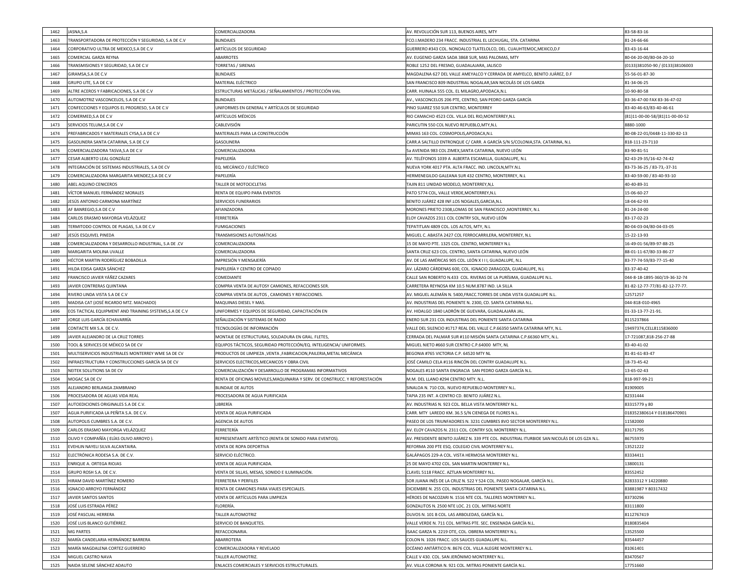| 1462 | JASNA,S.A | COMERCIALIZADORA | AV. REVOLUCIÓN SUR 113, BUENOS AIRES, MTY | 83-58-83-16 |
|---|---|---|---|---|
| 1463 | TRANSPORTADORA DE PROTECCIÓN Y SEGURIDAD, S.A DE C.V | BLINDAJES | FCO.I.MADERO 234 FRACC. INDUSTRIAL EL LECHUGAL, STA. CATARINA | 81-24-66-66 |
| 1464 | CORPORATIVO ULTRA DE MEXICO,S.A DE C.V | ARTÍCULOS DE SEGURIDAD | GUERRERO #343 COL. NONOALCO TLATELOLCO, DEL. CUAUHTEMOC,MEXICO,D.F | 83-43-16-44 |
| 1465 | COMERCIAL GARZA REYNA | ABARROTES | AV. EUGENIO GARZA SADA 3868 SUR, MAS PALOMAS, MTY | 80-04-20-00/80-04-20-10 |
| 1466 | TRANSMISIONES Y SEGURIDAD, S.A DE C.V | TORRETAS / SIRENAS | ROBLE 1252 DEL FRESNO, GUADALAJARA, JALISCO | (0133)381050-90 / (0133)38106003 |
| 1467 | GIRAMSA,S.A DE C.V | BLINDAJES | MAGDALENA 627 DEL VALLE AMEYALCO Y CERRADA DE AMYELCO, BENITO JUÁREZ, D.F | 55-56-01-87-30 |
| 1468 | GRUPO LITE, S.A DE C.V | MATERIAL ELÉCTRICO | SAN FRANCISCO 809 INDUSTRIAL NOGALAR,SAN NICOLÁS DE LOS GARZA | 81-34-06-25 |
| 1469 | ALTRE ACEROS Y FABRICACIONES, S.A DE C.V | ESTRUCTURAS METÁLICAS / SEÑALAMIENTOS / PROTECCIÓN VIAL | CARR. HUINALA 555 COL. EL MILAGRO,APODACA,N.L | 10-90-80-58 |
| 1470 | AUTOMOTRIZ VASCONCELOS, S.A DE C.V | BLINDAJES | AV., VASCONCELOS 206 PTE, CENTRO, SAN PEDRO GARZA GARCÍA | 83-36-47-00 FAX 83-36-47-02 |
| 1471 | CONFECCIONES Y EQUIPOS EL PROGRESO, S.A DE C.V | UNIFORMES EN GENERAL Y ARTÍCULOS DE SEGURIDAD | PINO SUAREZ 550 SUR CENTRO, MONTERREY | 83-40-46-63/83-40-46-61 |
| 1472 | COMERMED,S.A DE C.V | ARTÍCULOS MÉDICOS | RIO CAMACHO 4523 COL. VILLA DEL RIO,MONTERREY,N.L | (81)11-00-00-58/(81)11-00-00-52 |
| 1473 | SERVICIOS TELUM,S.A DE C.V | CABLEVISIÓN | PARICUTIN 550 COL NUEVO REPUEBLO,MTY,N.L | 8880-1000 |
| 1474 | PREFABRICADOS Y MATERIALES CYSA,S.A DE C.V | MATERIALES PARA LA CONSTRUCCIÓN | MIMAS 163 COL. COSMOPOLIS,APODACA,N.L | 80-08-22-01/0448-11-330-82-13 |
| 1475 | GASOLINERA SANTA CATARINA, S.A DE C.V | GASOLINERA | CARR.A SALTILLO ENTRONQUE C/ CARR. A GARCÍA S/N S/COLONIA,STA. CATARINA, N.L | 818-111-23-7110 |
| 1476 | COMERCIALIZADORA TASVA,S.A DE C.V | COMERCIALIZADORA | 5a AVENIDA 983 COL ZIMEX,SANTA CATARINA, NUEVO LEÓN | 83-90-81-51 |
| 1477 | CESAR ALBERTO LEAL GONZÁLEZ | PAPELERÍA | AV. TELÉFONOS 1039 A ALBERTA ESCAMILLA, GUADALUPE, N.L | 82-43-29-35/16-42-74-42 |
| 1478 | INTEGRACIÓN DE SISTEMAS INDUSTRIALES, S.A DE CV | EQ. MECÁNICO / ELÉCTRICO | NUEVA YORK 4017 PTA. ALTA FRACC. IND. LINCOLN,MTY.N.L | 83-73-36-25 / 83-73,-37-31 |
| 1479 | COMERCIALIZADORA MARGARITA MENDEZ,S.A DE C.V | PAPELERÍA | HERMENEGILDO GALEANA SUR 432 CENTRO, MONTERREY, N.L | 83-40-59-00 / 83-40-93-10 |
| 1480 | ABEL AQUINO CENICEROS | TALLER DE MOTOCICLETAS | TAJIN 811 UNIDAD MODELO, MONTERREY,N,L | 40-40-89-31 |
| 1481 | VÍCTOR MANUEL FERNÁNDEZ MORALES | RENTA DE EQUIPO PARA EVENTOS | PATO 5774 COL, VALLE VERDE,MONTERREY,N.L | 15-06-60-27 |
| 1482 | JESÚS ANTONIO CARMONA MARTÍNEZ | SERVICIOS FUNERARIOS | BENITO JUÁREZ 428 INF.LOS NOGALES,GARCIA,N.L | 18-04-62-93 |
| 1483 | AF BANREGIO,S.A DE C.V | AFIANZADORA | MORONES PRIETO 2308,LOMAS DE SAN FRANCISCO ,MONTERREY, N.L | 81-24-24-00 |
| 1484 | CARLOS ERASMO MAYORGA VELÁZQUEZ | FERRETERÍA | ELOY CAVAZOS 2311 COL CONTRY SOL, NUEVO LEÓN | 83-17-02-23 |
| 1485 | TERMITODO CONTROL DE PLAGAS, S.A DE C.V | FUMIGACIONES | TEPATITLAN 4809 COL. LOS ALTOS, MTY, N.L | 80-04-03-04/80-04-03-05 |
| 1487 | JESÚS ESQUIVEL PINEDA | TRANSMISIONES AUTOMÁTICAS | MIGUEL C. ABASTA 2427 COL FERROCARRILERA, MONTERREY, N.L | 15-22-13-93 |
| 1488 | COMERCIALIZADORA Y DESARROLLO INDUSTRIAL, S.A DE .CV | COMERCIALIZADORA | 15 DE MAYO PTE. 1325 COL. CENTRO, MONTERREY N.L | 16-49-01-56/89-97-88-25 |
| 1489 | MARGARITA MOLINA UVALLE | COMERCIALIZADORA | SANTA CRUZ 623 COL. CENTRO, SANTA CATARINA, NUEVO LEÓN | 88-01-11-67/80-33-86-27 |
| 1490 | HÉCTOR MARTIN RODRÍGUEZ BOBADILLA | IMPRESIÓN Y MENSAJERÍA | AV. DE LAS AMÉRICAS 905 COL. LEÓN X I I I, GUADALUPE, N.L | 83-77-74-59/83-77-15-40 |
| 1491 | HILDA EDISA GARZA SÁNCHEZ | PAPELERÍA Y CENTRO DE COPIADO | AV. LÁZARO CÁRDENAS 600, COL. IGNACIO ZARAGOZA, GUADALUPE, N.L | 83-37-40-42 |
| 1492 | FRANCISCO JAVIER YÁÑEZ CAZARES | COMEDIANTE | CALLE SAN ROBERTO N.433 COL. RIVERAS DE LA PURÍSIMA, GUADALUPE N.L. | 044-8-18-1895-360/19-36-32-74 |
| 1493 | JAVIER CONTRERAS QUINTANA | COMPRA VENTA DE AUTOSY CAMIONES, REFACCIONES SER. | CARRETERA REYNOSA KM 10.5 NUM.8787 IND. LA SILLA | 81-82-12-77-77/81-82-12-77-77. |
| 1494 | RIVERO LINDA VISTA S.A DE C.V | COMPRA VENTA DE AUTOS , CAMIONES Y REFACCIONES. | AV. MIGUEL ALEMÁN N. 5400,FRACC.TORRES DE LINDA VISTA GUADALUPE N.L. | 12571257 |
| 1495 | MADISA CAT (JOSÉ RICARDO MTZ. MACHADO) | MAQUINAS DIESEL Y MAS. | AV. INDUSTRIAS DEL PONIENTE N. 2300, CD. SANTA CATARINA N.L. | 044-818-010-4965 |
| 1496 | EOS TACTICAL EQUIPMENT AND TRAINING SYSTEMS,S.A DE C.V | UNIFORMES Y EQUIPOS DE SEGURIDAD, CAPACITACIÓN EN | AV. HIDALGO 1840 LADRÓN DE GUEVARA, GUADALAJARA JAL. | 01-33-13-77-21-91. |
| 1497 | JORGE LUIS GARCÍA ECHAVARRÍA | SEÑALIZACIÓN Y SISTEMAS DE RADIO | ENERO SUR 231 COL INDUSTRIAS DEL PONIENTE SANTA CATARINA | 8115237866 |
| 1498 | CONTACTE MX S.A. DE C.V. | TECNOLOGÍAS DE INFORMACIÓN | VALLE DEL SILENCIO #1717 REAL DEL VALLE C.P.66350 SANTA CATARINA MTY, N.L. | 19497374,CELL8115836000 |
| 1499 | JAVIER ALEJANDRO DE LA CRUZ TORRES | MONTAJE DE ESTRUCTURAS, SOLDADURA EN GRAL. FLETES, | CERRADA DEL PALMAR SUR #110 MISIÓN SANTA CATARINA C.P.66360 MTY, N.L. | 17-721087,818-256-27-88 |
| 1500 | TOOL & SERVICES DE MÉXICO SA DE CV | EQUIPOS TÁCTICOS, SEGURIDAD PROTECCIÓN/EQ. INTELIGENCIA/ UNIFORMES. | MIGUEL NIETO #660 SUR CENTRO C.P.64000 MTY, NL | 83-40-41-02 |
| 1501 | MULTISERVICIOS INDUSTRIALES MONTERREY WME SA DE CV | PRODUCTOS DE LIMPIEZA ,VENTA ,FABRICACION,PAILERIA,METAL MECÁNICA | BEGONIA #765 VICTORIA C.P. 64520 MTY NL | 81-81-61-83-47 |
| 1502 | INFRAESTRUCTURA Y CONSTRUCCIONES GARCÍA SA DE CV | SERVICIOS ELECTRICOS,MECANICOS Y OBRA CIVIL | JOSÉ CAMILO CELA #116 RINCÓN DEL CONTRY GUADALUPE N.L. | 18-73-45-42 |
| 1503 | NEITEK SOLUTIONS SA DE CV | COMERCIALIZACIÓN Y DESARROLLO DE PROGRAMAS INFORMATIVOS | NOGALES #110 SANTA ENGRACIA SAN PEDRO GARZA GARCÍA N.L. | 13-65-02-43 |
| 1504 | MOGAC SA DE CV | RENTA DE OFICINAS MOVILES,MAQUINARIA Y SERV. DE CONSTRUCC. Y REFORESTACIÓN | M.M. DEL LLANO #294 CENTRO MTY. N.L. | 818-997-99-21 |
| 1505 | ALEJANDRO BERLANGA ZAMBRANO | BLINDAJE DE AUTOS | SINALOA N. 710 COL. NUEVO REPUEBLO MONTERREY N.L. | 81909005 |
| 1506 | PROCESADORA DE AGUAS VIDA REAL | PROCESADORA DE AGUA PURIFICADA | TAPIA 235 INT. A CENTRO CD. BENITO JUÁREZ N.L. | 82331444 |
| 1507 | AUTOEDICIONES ORIGINALES S.A DE C.V. | LIBRERÍA | AV. INDUSTRIAS N. 923 COL. BELLA VISTA MONTERREY N.L. | 83315779 y 80 |
| 1507 | AGUA PURIFICADA LA PEÑITA S.A. DE C.V. | VENTA DE AGUA PURIFICADA | CARR. MTY LAREDO KM. 36.5 S/N CIENEGA DE FLORES N.L. | 018352380614 Y 018186470901 |
| 1508 | AUTOPOLIS CUMBRES S.A. DE C.V. | AGENCIA DE AUTOS | PASEO DE LOS TRIUNFADORES N. 3231 CUMBRES 8VO SECTOR MONTERREY N.L. | 11582000 |
| 1509 | CARLOS ERASMO MAYORGA VELÁZQUEZ | FERRETERÍA | AV. ELOY CAVAZOS N. 2311 COL. CONTRY SOL MONTERREY N.L. | 83171795 |
| 1510 | OLIVO Y COMPAÑÍA ( ELÍAS OLIVO ARROYO ). | REPRESENTANTE ARTÍSTICO (RENTA DE SONIDO PARA EVENTOS). | AV. PRESIDENTE BENITO JUÁREZ N. 339 PTE COL. INDUSTRIAL ITURBIDE SAN NICOLÁS DE LOS GZA N.L. | 86755970 |
| 1511 | EVEHLIN NAYELI SILVA ALCANTAIRA. | VENTA DE ROPA DEPORTIVA | REFORMA 200 PTE ESQ. COLEGIO CIVIL MONTERREY N.L. | 13521222 |
| 1512 | ELECTRÓNICA RODESA S.A. DE C.V. | SERVICIO ELÉCTRICO. | GALÁPAGOS 229-A COL. VISTA HERMOSA MONTERREY N.L. | 83334411 |
| 1513 | ENRIQUE A. ORTEGA RIOJAS | VENTA DE AGUA PURIFICADA. | 25 DE MAYO 4702 COL. SAN MARTIN MONTERREY N.L. | 13800131 |
| 1514 | GRUPO ROSH S.A. DE C.V. | VENTA DE SILLAS, MESAS, SONIDO E ILUMINACIÓN. | CLAVEL 5118 FRACC. AZTLAN MONTERREY N.L. | 83552452 |
| 1515 | HIRAM DAVID MARTÍNEZ ROMERO | FERRETERA Y PERFILES | SOR JUANA INÉS DE LA CRUZ N. 522 Y 524 COL. PASEO NOGALAR, GARCÍA N.L. | 82833312 Y 14220880 |
| 1516 | IGNACIO ARROYO FERNÁNDEZ | RENTA DE CAMIONES PARA VIAJES ESPECIALES. | DICIEMBRE N. 255 COL. INDUSTRIAS DEL PONIENTE SANTA CATARINA N.L. | 83881987 Y 80317432 |
| 1517 | JAVIER SANTOS SANTOS | VENTA DE ARTÍCULOS PARA LIMPIEZA | HÉROES DE NACOZARI N. 1516 NTE COL. TALLERES MONTERREY N.L. | 83730296 |
| 1518 | JOSÉ LUIS ESTRADA PÉREZ | FLORERÍA. | GONZALITOS N. 2500 NTE LOC. 21 COL. MITRAS NORTE | 83111800 |
| 1519 | JOSÉ PASCUAL HERRERA | TALLER AUTOMOTRIZ | OLIVOS N. 101 B COL. LAS ARBOLEDAS, GARCÍA N.L. | 8112767419 |
| 1520 | JOSÉ LUIS BLANCO GUTIÉRREZ. | SERVICIO DE BANQUETES. | VALLE VERDE N. 711 COL. MITRAS PTE. SEC. ENSENADA GARCÍA N.L. | 8180835404 |
| 1521 | MG PARTES | REFACCIONARIA. | ISAAC GARZA N. 2219 OTE, COL. OBRERA MONTERREY N.L. | 13525500 |
| 1522 | MARÍA CANDELARIA HERNÁNDEZ BARRERA | ABARROTERA | COLON N. 1026 FRACC. LOS SAUCES GUADALUPE N.L. | 83544457 |
| 1523 | MARÍA MAGDALENA CORTEZ GUERRERO | COMERCIALIZADORA Y REVELADO | OCÉANO ANTÁRTICO N. 8676 COL. VILLA ALEGRE MONTERREY N.L. | 81061401 |
| 1524 | MIGUEL CASTRO NAVA | TALLER AUTOMOTRIZ. | CALLE V 430. COL. SAN JERÓNIMO MONTERREY N.L. | 83470567 |
| 1525 | NAIDA SELENE SÁNCHEZ ADAUTO | ENLACES COMERCIALES Y SERVICIOS ESTRUCTURALES. | AV. VILLA CORONA N. 921 COL. MITRAS PONIENTE GARCÍA N.L. | 17751660 |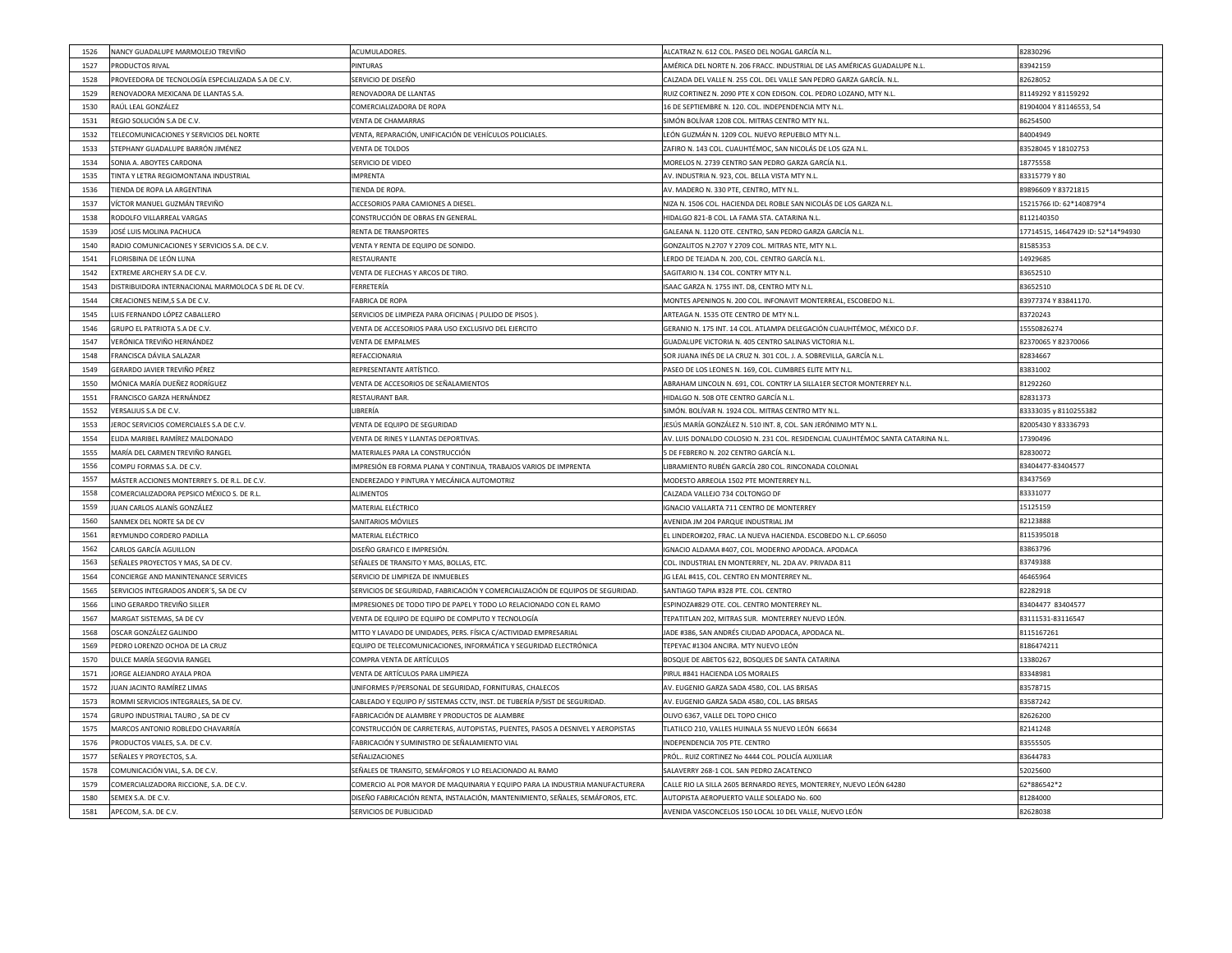| | | | | |
|---|---|---|---|---|
| 1526 | NANCY GUADALUPE MARMOLEJO TREVIÑO | ACUMULADORES. | ALCATRAZ N. 612 COL. PASEO DEL NOGAL GARCÍA N.L. | 82830296 |
| 1527 | PRODUCTOS RIVAL | PINTURAS | AMÉRICA DEL NORTE N. 206 FRACC. INDUSTRIAL DE LAS AMÉRICAS GUADALUPE N.L. | 83942159 |
| 1528 | PROVEEDORA DE TECNOLOGÍA ESPECIALIZADA S.A DE C.V. | SERVICIO DE DISEÑO | CALZADA DEL VALLE N. 255 COL. DEL VALLE SAN PEDRO GARZA GARCÍA. N.L. | 82628052 |
| 1529 | RENOVADORA MEXICANA DE LLANTAS S.A. | RENOVADORA DE LLANTAS | RUIZ CORTINEZ N. 2090 PTE X CON EDISON. COL. PEDRO LOZANO, MTY N.L. | 81149292 Y 81159292 |
| 1530 | RAÚL LEAL GONZÁLEZ | COMERCIALIZADORA DE ROPA | 16 DE SEPTIEMBRE N. 120. COL. INDEPENDENCIA MTY N.L. | 81904004 Y 81146553, 54 |
| 1531 | REGIO SOLUCIÓN S.A DE C.V. | VENTA DE CHAMARRAS | SIMÓN BOLÍVAR 1208 COL. MITRAS CENTRO MTY N.L. | 86254500 |
| 1532 | TELECOMUNICACIONES Y SERVICIOS DEL NORTE | VENTA, REPARACIÓN, UNIFICACIÓN DE VEHÍCULOS POLICIALES. | LEÓN GUZMÁN N. 1209 COL. NUEVO REPUEBLO MTY N.L. | 84004949 |
| 1533 | STEPHANY GUADALUPE BARRÓN JIMÉNEZ | VENTA DE TOLDOS | ZAFIRO N. 143 COL. CUAUHTÉMOC, SAN NICOLÁS DE LOS GZA N.L. | 83528045 Y 18102753 |
| 1534 | SONIA A. ABOYTES CARDONA | SERVICIO DE VIDEO | MORELOS N. 2739 CENTRO SAN PEDRO GARZA GARCÍA N.L. | 18775558 |
| 1535 | TINTA Y LETRA REGIOMONTANA INDUSTRIAL | IMPRENTA | AV. INDUSTRIA N. 923, COL. BELLA VISTA MTY N.L. | 83315779 Y 80 |
| 1536 | TIENDA DE ROPA LA ARGENTINA | TIENDA DE ROPA. | AV. MADERO N. 330 PTE, CENTRO, MTY N.L. | 89896609 Y 83721815 |
| 1537 | VÍCTOR MANUEL GUZMÁN TREVIÑO | ACCESORIOS PARA CAMIONES A DIESEL. | NIZA N. 1506 COL. HACIENDA DEL ROBLE SAN NICOLÁS DE LOS GARZA N.L. | 15215766 ID: 62*140879*4 |
| 1538 | RODOLFO VILLARREAL VARGAS | CONSTRUCCIÓN DE OBRAS EN GENERAL. | HIDALGO 821-B COL. LA FAMA STA. CATARINA N.L. | 8112140350 |
| 1539 | JOSÉ LUIS MOLINA PACHUCA | RENTA DE TRANSPORTES | GALEANA N. 1120 OTE. CENTRO, SAN PEDRO GARZA GARCÍA N.L. | 17714515, 14647429 ID: 52*14*94930 |
| 1540 | RADIO COMUNICACIONES Y SERVICIOS S.A. DE C.V. | VENTA Y RENTA DE EQUIPO DE SONIDO. | GONZALITOS N.2707 Y 2709 COL. MITRAS NTE, MTY N.L. | 81585353 |
| 1541 | FLORISBINA DE LEÓN LUNA | RESTAURANTE | LERDO DE TEJADA N. 200, COL. CENTRO GARCÍA N.L. | 14929685 |
| 1542 | EXTREME ARCHERY S.A DE C.V. | VENTA DE FLECHAS Y ARCOS DE TIRO. | SAGITARIO N. 134 COL. CONTRY MTY N.L. | 83652510 |
| 1543 | DISTRIBUIDORA INTERNACIONAL MARMOLOCA S DE RL DE CV. | FERRETERÍA | ISAAC GARZA N. 1755 INT. D8, CENTRO MTY N.L. | 83652510 |
| 1544 | CREACIONES NEIM,S S.A DE C.V. | FABRICA DE ROPA | MONTES APENINOS N. 200 COL. INFONAVIT MONTERREAL, ESCOBEDO N.L. | 83977374 Y 83841170. |
| 1545 | LUIS FERNANDO LÓPEZ CABALLERO | SERVICIOS DE LIMPIEZA PARA OFICINAS ( PULIDO DE PISOS ). | ARTEAGA N. 1535 OTE CENTRO DE MTY N.L. | 83720243 |
| 1546 | GRUPO EL PATRIOTA S.A DE C.V. | VENTA DE ACCESORIOS PARA USO EXCLUSIVO DEL EJERCITO | GERANIO N. 175 INT. 14 COL. ATLAMPA DELEGACIÓN CUAUHTÉMOC, MÉXICO D.F. | 15550826274 |
| 1547 | VERÓNICA TREVIÑO HERNÁNDEZ | VENTA DE EMPALMES | GUADALUPE VICTORIA N. 405 CENTRO SALINAS VICTORIA N.L. | 82370065 Y 82370066 |
| 1548 | FRANCISCA DÁVILA SALAZAR | REFACCIONARIA | SOR JUANA INÉS DE LA CRUZ N. 301 COL. J. A. SOBREVILLA, GARCÍA N.L. | 82834667 |
| 1549 | GERARDO JAVIER TREVIÑO PÉREZ | REPRESENTANTE ARTÍSTICO. | PASEO DE LOS LEONES N. 169, COL. CUMBRES ELITE MTY N.L. | 83831002 |
| 1550 | MÓNICA MARÍA DUEÑEZ RODRÍGUEZ | VENTA DE ACCESORIOS DE SEÑALAMIENTOS | ABRAHAM LINCOLN N. 691, COL. CONTRY LA SILLA1ER SECTOR MONTERREY N.L. | 81292260 |
| 1551 | FRANCISCO GARZA HERNÁNDEZ | RESTAURANT BAR. | HIDALGO N. 508 OTE CENTRO GARCÍA N.L. | 82831373 |
| 1552 | VERSALIUS S.A DE C.V. | LIBRERÍA | SIMÓN. BOLÍVAR N. 1924 COL. MITRAS CENTRO MTY N.L. | 83333035 y 8110255382 |
| 1553 | JEROC SERVICIOS COMERCIALES S.A DE C.V. | VENTA DE EQUIPO DE SEGURIDAD | JESÚS MARÍA GONZÁLEZ N. 510 INT. 8, COL. SAN JERÓNIMO MTY N.L. | 82005430 Y 83336793 |
| 1554 | ELIDA MARIBEL RAMÍREZ MALDONADO | VENTA DE RINES Y LLANTAS DEPORTIVAS. | AV. LUIS DONALDO COLOSIO N. 231 COL. RESIDENCIAL CUAUHTÉMOC SANTA CATARINA N.L. | 17390496 |
| 1555 | MARÍA DEL CARMEN TREVIÑO RANGEL | MATERIALES PARA LA CONSTRUCCIÓN | 5 DE FEBRERO N. 202 CENTRO GARCÍA N.L. | 82830072 |
| 1556 | COMPU FORMAS S.A. DE C.V. | IMPRESIÓN EB FORMA PLANA Y CONTINUA, TRABAJOS VARIOS DE IMPRENTA | LIBRAMIENTO RUBÉN GARCÍA 280 COL. RINCONADA COLONIAL | 83404477-83404577 |
| 1557 | MÁSTER ACCIONES MONTERREY S. DE R.L. DE C.V. | ENDEREZADO Y PINTURA Y MECÁNICA AUTOMOTRIZ | MODESTO ARREOLA 1502 PTE MONTERREY N.L. | 83437569 |
| 1558 | COMERCIALIZADORA PEPSICO MÉXICO S. DE R.L. | ALIMENTOS | CALZADA VALLEJO 734 COLTONGO DF | 83331077 |
| 1559 | JUAN CARLOS ALANÍS GONZÁLEZ | MATERIAL ELÉCTRICO | IGNACIO VALLARTA 711 CENTRO DE MONTERREY | 15125159 |
| 1560 | SANMEX DEL NORTE SA DE CV | SANITARIOS MÓVILES | AVENIDA JM 204 PARQUE INDUSTRIAL JM | 82123888 |
| 1561 | REYMUNDO CORDERO PADILLA | MATERIAL ELÉCTRICO | EL LINDERO#202, FRAC. LA NUEVA HACIENDA. ESCOBEDO N.L. CP.66050 | 8115395018 |
| 1562 | CARLOS GARCÍA AGUILLON | DISEÑO GRAFICO E IMPRESIÓN. | IGNACIO ALDAMA #407, COL. MODERNO APODACA. APODACA | 83863796 |
| 1563 | SEÑALES PROYECTOS Y MAS, SA DE CV. | SEÑALES DE TRANSITO Y MAS, BOLLAS, ETC. | COL. INDUSTRIAL EN MONTERREY, NL. 2DA AV. PRIVADA 811 | 83749388 |
| 1564 | CONCIERGE AND MANINTENANCE SERVICES | SERVICIO DE LIMPIEZA DE INMUEBLES | JG LEAL #415, COL. CENTRO EN MONTERREY NL. | 46465964 |
| 1565 | SERVICIOS INTEGRADOS ANDER´S, SA DE CV | SERVICIOS DE SEGURIDAD, FABRICACIÓN Y COMERCIALIZACIÓN DE EQUIPOS DE SEGURIDAD. | SANTIAGO TAPIA #328 PTE. COL. CENTRO | 82282918 |
| 1566 | LINO GERARDO TREVIÑO SILLER | IMPRESIONES DE TODO TIPO DE PAPEL Y TODO LO RELACIONADO CON EL RAMO | ESPINOZA#829 OTE. COL. CENTRO MONTERREY NL. | 83404477 83404577 |
| 1567 | MARGAT SISTEMAS, SA DE CV | VENTA DE EQUIPO DE EQUIPO DE COMPUTO Y TECNOLOGÍA | TEPATITLAN 202, MITRAS SUR. MONTERREY NUEVO LEÓN. | 83111531-83116547 |
| 1568 | OSCAR GONZÁLEZ GALINDO | MTTO Y LAVADO DE UNIDADES, PERS. FÍSICA C/ACTIVIDAD EMPRESARIAL | JADE #386, SAN ANDRÉS CIUDAD APODACA, APODACA NL. | 8115167261 |
| 1569 | PEDRO LORENZO OCHOA DE LA CRUZ | EQUIPO DE TELECOMUNICACIONES, INFORMÁTICA Y SEGURIDAD ELECTRÓNICA | TEPEYAC #1304 ANCIRA. MTY NUEVO LEÓN | 8186474211 |
| 1570 | DULCE MARÍA SEGOVIA RANGEL | COMPRA VENTA DE ARTÍCULOS | BOSQUE DE ABETOS 622, BOSQUES DE SANTA CATARINA | 13380267 |
| 1571 | JORGE ALEJANDRO AYALA PROA | VENTA DE ARTÍCULOS PARA LIMPIEZA | PIRUL #841 HACIENDA LOS MORALES | 83348981 |
| 1572 | JUAN JACINTO RAMÍREZ LIMAS | UNIFORMES P/PERSONAL DE SEGURIDAD, FORNITURAS, CHALECOS | AV. EUGENIO GARZA SADA 4580, COL. LAS BRISAS | 83578715 |
| 1573 | ROMMI SERVICIOS INTEGRALES, SA DE CV. | CABLEADO Y EQUIPO P/ SISTEMAS CCTV, INST. DE TUBERÍA P/SIST DE SEGURIDAD. | AV. EUGENIO GARZA SADA 4580, COL. LAS BRISAS | 83587242 |
| 1574 | GRUPO INDUSTRIAL TAURO , SA DE CV | FABRICACIÓN DE ALAMBRE Y PRODUCTOS DE ALAMBRE | OLIVO 6367, VALLE DEL TOPO CHICO | 82626200 |
| 1575 | MARCOS ANTONIO ROBLEDO CHAVARRÍA | CONSTRUCCIÓN DE CARRETERAS, AUTOPISTAS, PUENTES, PASOS A DESNIVEL Y AEROPISTAS | TLATILCO 210, VALLES HUINALA 5S NUEVO LEÓN 66634 | 82141248 |
| 1576 | PRODUCTOS VIALES, S.A. DE C.V. | FABRICACIÓN Y SUMINISTRO DE SEÑALAMIENTO VIAL | INDEPENDENCIA 705 PTE. CENTRO | 83555505 |
| 1577 | SEÑALES Y PROYECTOS, S.A. | SEÑALIZACIONES | PRÓL.. RUIZ CORTINEZ No 4444 COL. POLICÍA AUXILIAR | 83644783 |
| 1578 | COMUNICACIÓN VIAL, S.A. DE C.V. | SEÑALES DE TRANSITO, SEMÁFOROS Y LO RELACIONADO AL RAMO | SALAVERRY 268-1 COL. SAN PEDRO ZACATENCO | 52025600 |
| 1579 | COMERCIALIZADORA RICCIONE, S.A. DE C.V. | COMERCIO AL POR MAYOR DE MAQUINARIA Y EQUIPO PARA LA INDUSTRIA MANUFACTURERA | CALLE RIO LA SILLA 2605 BERNARDO REYES, MONTERREY, NUEVO LEÓN 64280 | 62*886542*2 |
| 1580 | SEMEX S.A. DE C.V. | DISEÑO FABRICACIÓN RENTA, INSTALACIÓN, MANTENIMIENTO, SEÑALES, SEMÁFOROS, ETC. | AUTOPISTA AEROPUERTO VALLE SOLEADO No. 600 | 81284000 |
| 1581 | APECOM, S.A. DE C.V. | SERVICIOS DE PUBLICIDAD | AVENIDA VASCONCELOS 150 LOCAL 10 DEL VALLE, NUEVO LEÓN | 82628038 |